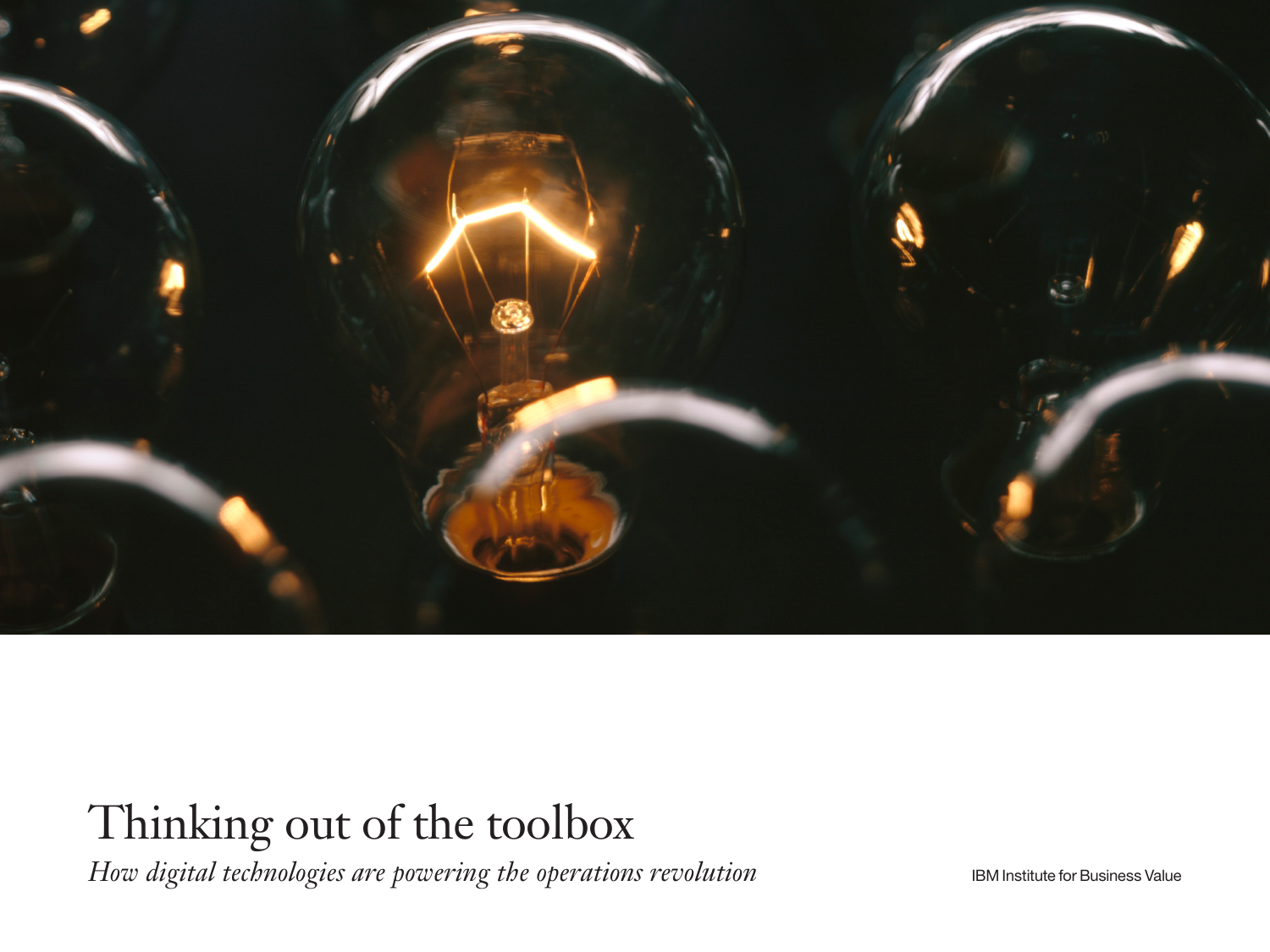# Thinking out of the toolbox

*How digital technologies are powering the operations revolution*

IBM Institute for Business Value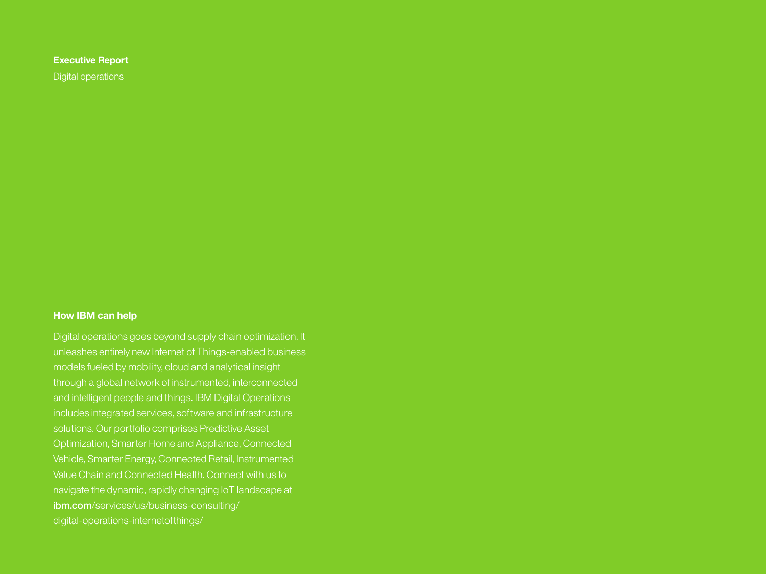**Executive Report**

Digital operations

## How IBM can help

Digital operations goes beyond supply chain optimization. It unleashes entirely new Internet of Things-enabled business models fueled by mobility, cloud and analytical insight through a global network of instrumented, interconnected and intelligent people and things. IBM Digital Operations includes integrated services, software and infrastructure solutions. Our portfolio comprises Predictive Asset Optimization, Smarter Home and Appliance, Connected Vehicle, Smarter Energy, Connected Retail, Instrumented Value Chain and Connected Health. Connect with us to navigate the dynamic, rapidly changing IoT landscape at **ibm.com**/services/us/business-consulting/digital-operations-internetofthings/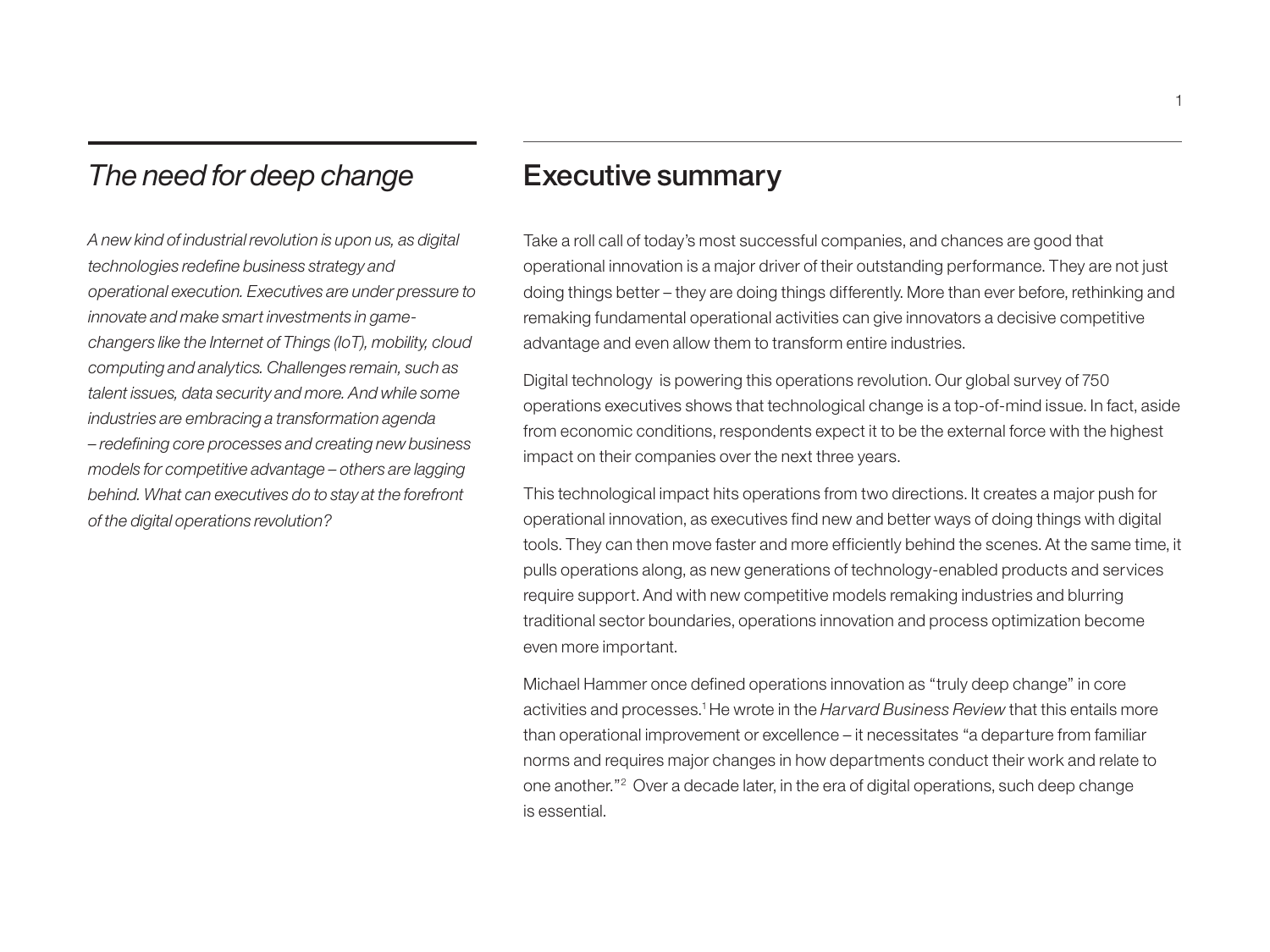## *The need for deep change*

*A new kind of industrial revolution is upon us, as digital technologies redefine business strategy and operational execution. Executives are under pressure to innovate and make smart investments in game-changers like the Internet of Things (IoT), mobility, cloud computing and analytics. Challenges remain, such as talent issues, data security and more. And while some industries are embracing a transformation agenda – redefining core processes and creating new business models for competitive advantage – others are lagging behind. What can executives do to stay at the forefront of the digital operations revolution?*

## Executive summary

Take a roll call of today's most successful companies, and chances are good that operational innovation is a major driver of their outstanding performance. They are not just doing things better – they are doing things differently. More than ever before, rethinking and remaking fundamental operational activities can give innovators a decisive competitive advantage and even allow them to transform entire industries.

Digital technology is powering this operations revolution. Our global survey of 750 operations executives shows that technological change is a top-of-mind issue. In fact, aside from economic conditions, respondents expect it to be the external force with the highest impact on their companies over the next three years.

This technological impact hits operations from two directions. It creates a major push for operational innovation, as executives find new and better ways of doing things with digital tools. They can then move faster and more efficiently behind the scenes. At the same time, it pulls operations along, as new generations of technology-enabled products and services require support. And with new competitive models remaking industries and blurring traditional sector boundaries, operations innovation and process optimization become even more important.

Michael Hammer once defined operations innovation as "truly deep change" in core activities and processes.[1] He wrote in the *Harvard Business Review* that this entails more than operational improvement or excellence – it necessitates "a departure from familiar norms and requires major changes in how departments conduct their work and relate to one another."[2] Over a decade later, in the era of digital operations, such deep change is essential.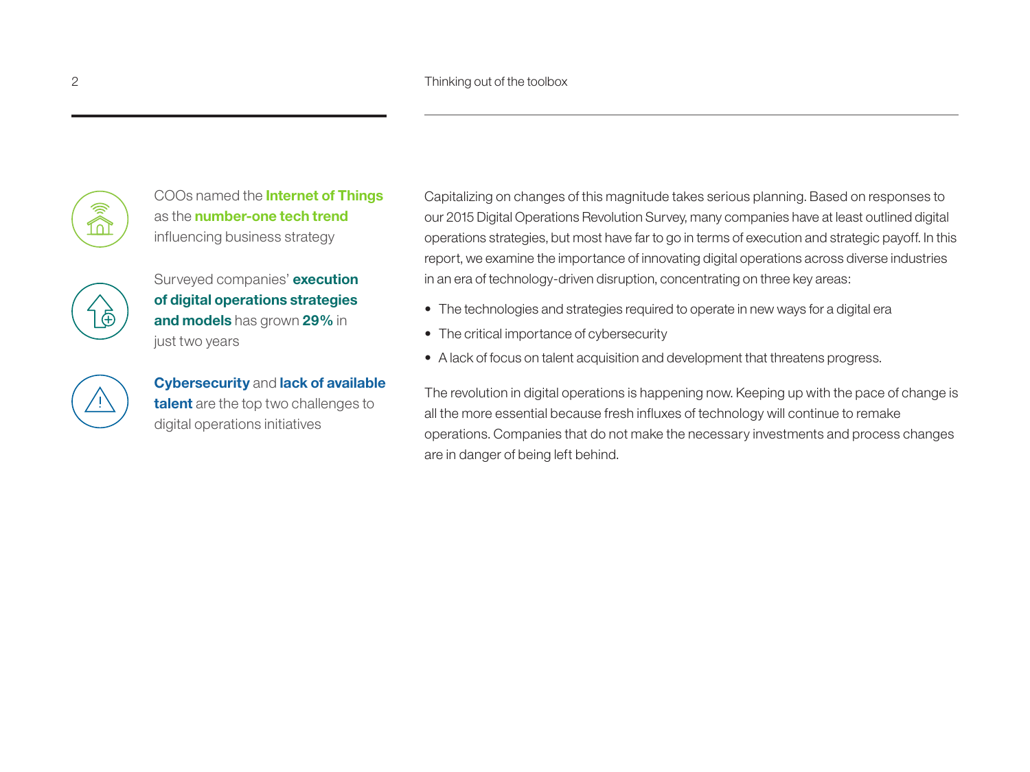COOs named the **Internet of Things** as the **number-one tech trend** influencing business strategy

Surveyed companies' **execution of digital operations strategies and models** has grown **29%** in just two years

**Cybersecurity** and **lack of available talent** are the top two challenges to digital operations initiatives

Capitalizing on changes of this magnitude takes serious planning. Based on responses to our 2015 Digital Operations Revolution Survey, many companies have at least outlined digital operations strategies, but most have far to go in terms of execution and strategic payoff. In this report, we examine the importance of innovating digital operations across diverse industries in an era of technology-driven disruption, concentrating on three key areas:

- The technologies and strategies required to operate in new ways for a digital era
- The critical importance of cybersecurity
- A lack of focus on talent acquisition and development that threatens progress.

The revolution in digital operations is happening now. Keeping up with the pace of change is all the more essential because fresh influxes of technology will continue to remake operations. Companies that do not make the necessary investments and process changes are in danger of being left behind.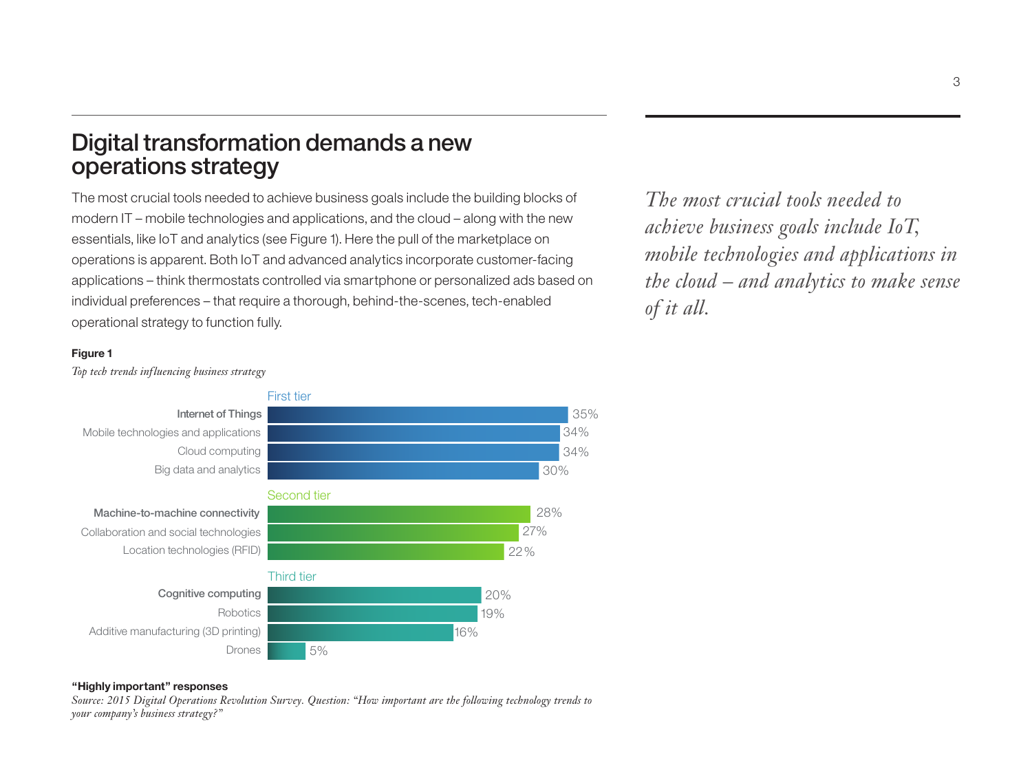## Digital transformation demands a new operations strategy

The most crucial tools needed to achieve business goals include the building blocks of modern IT – mobile technologies and applications, and the cloud – along with the new essentials, like IoT and analytics (see Figure 1). Here the pull of the marketplace on operations is apparent. Both IoT and advanced analytics incorporate customer-facing applications – think thermostats controlled via smartphone or personalized ads based on individual preferences – that require a thorough, behind-the-scenes, tech-enabled operational strategy to function fully.

*The most crucial tools needed to achieve business goals include IoT, mobile technologies and applications in the cloud – and analytics to make sense of it all.*

**Figure 1**

*Top tech trends influencing business strategy*

| Tier | Technology trend | "Highly important" responses |
|---|---|---|
| First tier | Internet of Things | 35% |
| | Mobile technologies and applications | 34% |
| | Cloud computing | 34% |
| | Big data and analytics | 30% |
| Second tier | Machine-to-machine connectivity | 28% |
| | Collaboration and social technologies | 27% |
| | Location technologies (RFID) | 22% |
| Third tier | Cognitive computing | 20% |
| | Robotics | 19% |
| | Additive manufacturing (3D printing) | 16% |
| | Drones | 5% |

**"Highly important" responses**

*Source: 2015 Digital Operations Revolution Survey. Question: "How important are the following technology trends to your company's business strategy?"*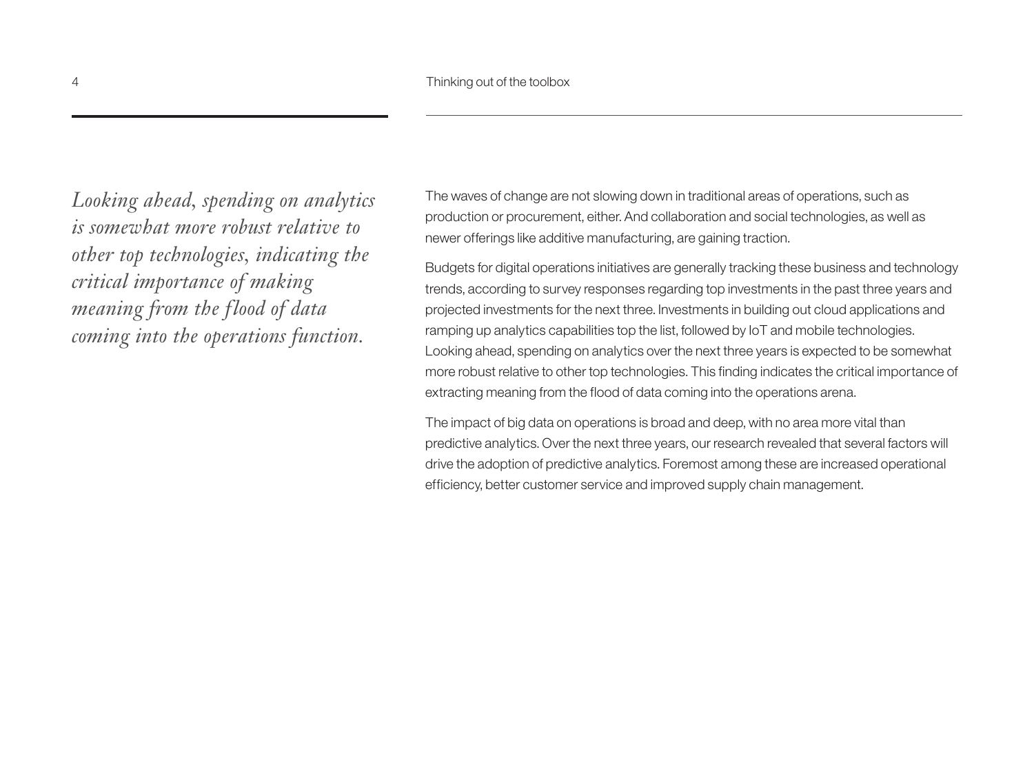*Looking ahead, spending on analytics is somewhat more robust relative to other top technologies, indicating the critical importance of making meaning from the flood of data coming into the operations function.*

The waves of change are not slowing down in traditional areas of operations, such as production or procurement, either. And collaboration and social technologies, as well as newer offerings like additive manufacturing, are gaining traction.

Budgets for digital operations initiatives are generally tracking these business and technology trends, according to survey responses regarding top investments in the past three years and projected investments for the next three. Investments in building out cloud applications and ramping up analytics capabilities top the list, followed by IoT and mobile technologies. Looking ahead, spending on analytics over the next three years is expected to be somewhat more robust relative to other top technologies. This finding indicates the critical importance of extracting meaning from the flood of data coming into the operations arena.

The impact of big data on operations is broad and deep, with no area more vital than predictive analytics. Over the next three years, our research revealed that several factors will drive the adoption of predictive analytics. Foremost among these are increased operational efficiency, better customer service and improved supply chain management.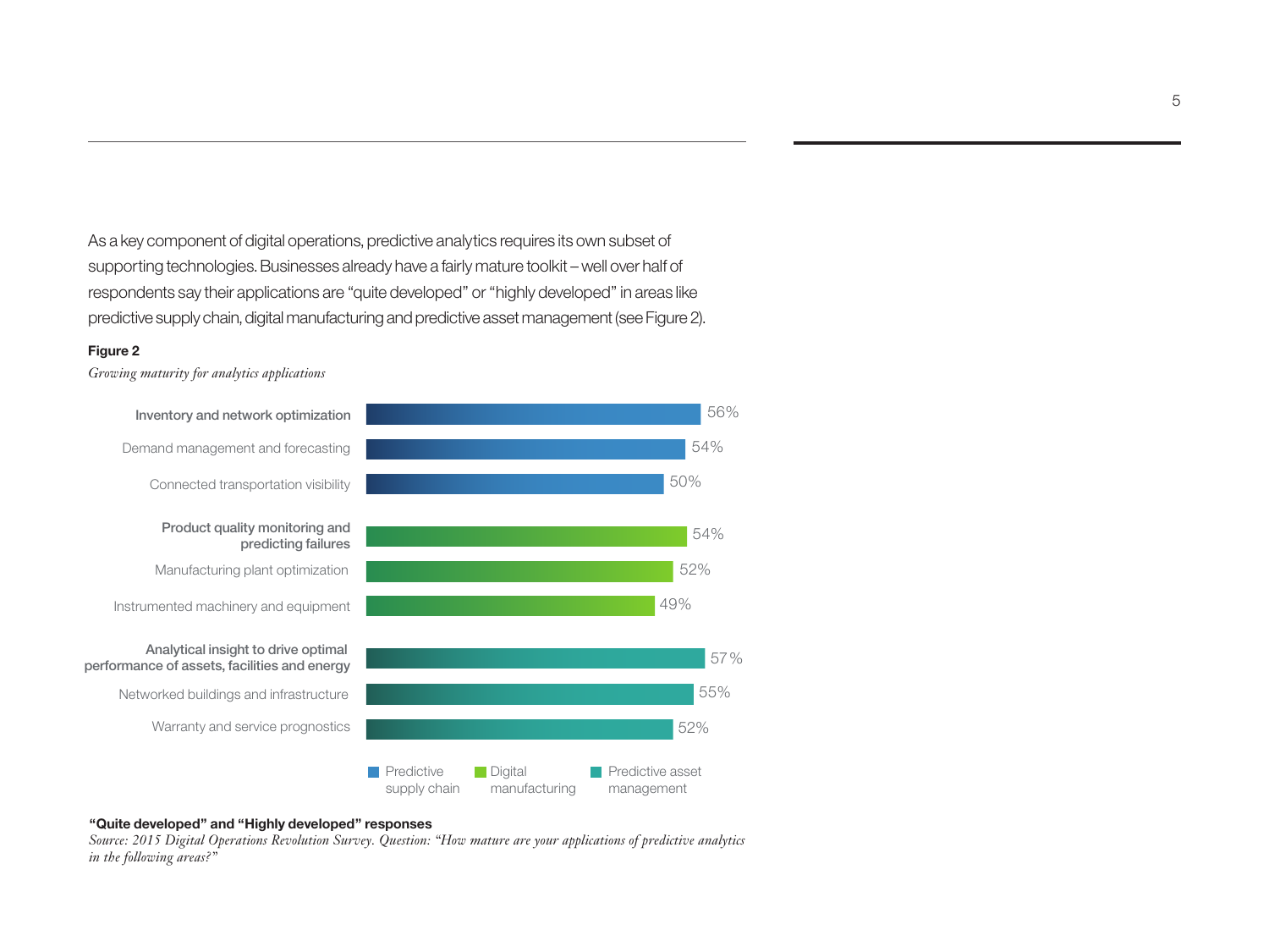As a key component of digital operations, predictive analytics requires its own subset of supporting technologies. Businesses already have a fairly mature toolkit – well over half of respondents say their applications are "quite developed" or "highly developed" in areas like predictive supply chain, digital manufacturing and predictive asset management (see Figure 2).

**Figure 2**

*Growing maturity for analytics applications*

| Category | Application | Percentage |
| --- | --- | --- |
| Predictive supply chain | Inventory and network optimization | 56% |
| Predictive supply chain | Demand management and forecasting | 54% |
| Predictive supply chain | Connected transportation visibility | 50% |
| Digital manufacturing | Product quality monitoring and predicting failures | 54% |
| Digital manufacturing | Manufacturing plant optimization | 52% |
| Digital manufacturing | Instrumented machinery and equipment | 49% |
| Predictive asset management | Analytical insight to drive optimal performance of assets, facilities and energy | 57% |
| Predictive asset management | Networked buildings and infrastructure | 55% |
| Predictive asset management | Warranty and service prognostics | 52% |

**"Quite developed" and "Highly developed" responses**

*Source: 2015 Digital Operations Revolution Survey. Question: "How mature are your applications of predictive analytics in the following areas?"*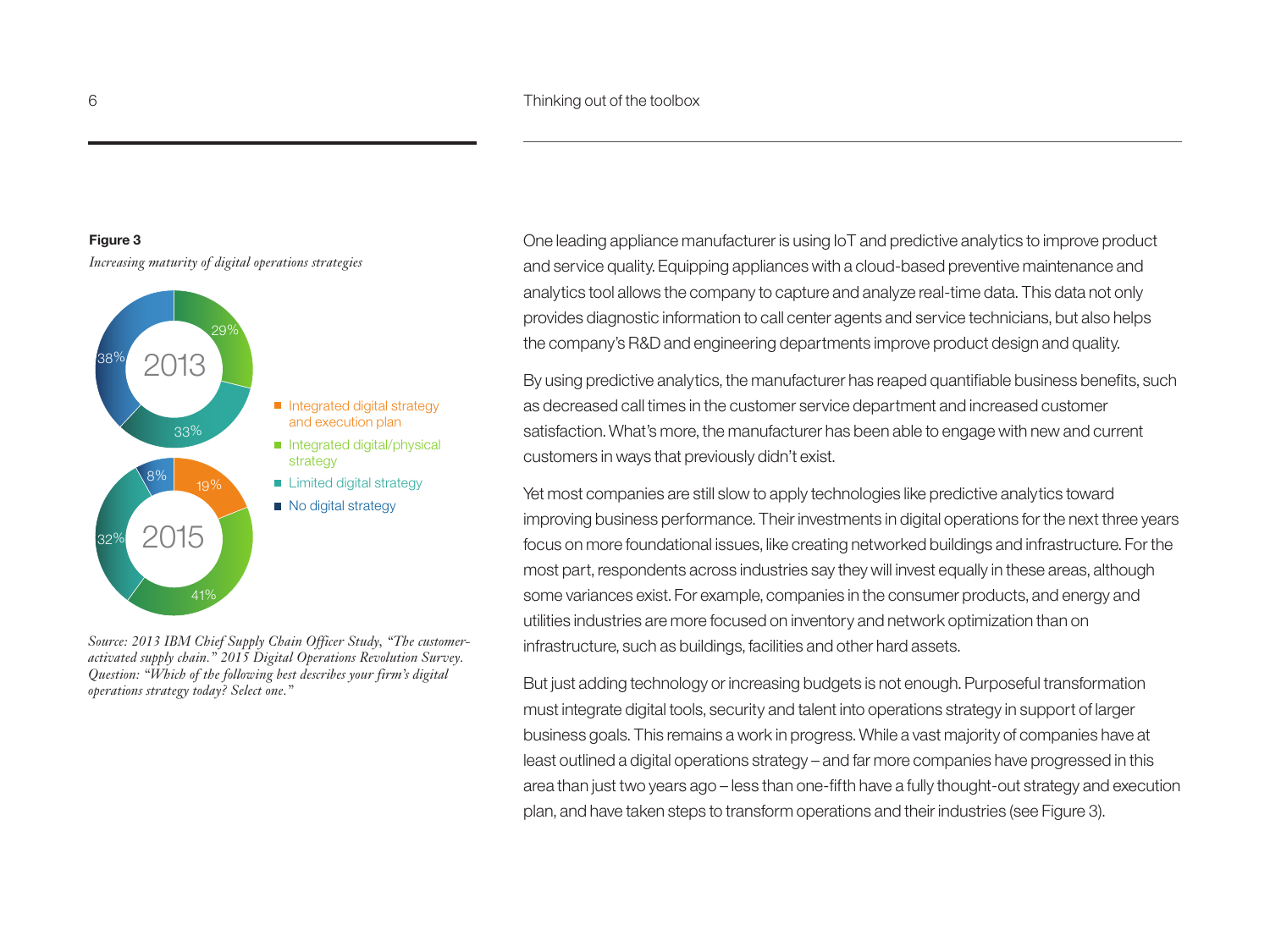**Figure 3**

*Increasing maturity of digital operations strategies*

| | 2013 | 2015 |
|---|---|---|
| Integrated digital strategy and execution plan | | 19% |
| Integrated digital/physical strategy | 29% | 41% |
| Limited digital strategy | 33% | 32% |
| No digital strategy | 38% | 8% |

*Source: 2013 IBM Chief Supply Chain Officer Study, "The customer-activated supply chain." 2015 Digital Operations Revolution Survey. Question: "Which of the following best describes your firm's digital operations strategy today? Select one."*

One leading appliance manufacturer is using IoT and predictive analytics to improve product and service quality. Equipping appliances with a cloud-based preventive maintenance and analytics tool allows the company to capture and analyze real-time data. This data not only provides diagnostic information to call center agents and service technicians, but also helps the company's R&D and engineering departments improve product design and quality.

By using predictive analytics, the manufacturer has reaped quantifiable business benefits, such as decreased call times in the customer service department and increased customer satisfaction. What's more, the manufacturer has been able to engage with new and current customers in ways that previously didn't exist.

Yet most companies are still slow to apply technologies like predictive analytics toward improving business performance. Their investments in digital operations for the next three years focus on more foundational issues, like creating networked buildings and infrastructure. For the most part, respondents across industries say they will invest equally in these areas, although some variances exist. For example, companies in the consumer products, and energy and utilities industries are more focused on inventory and network optimization than on infrastructure, such as buildings, facilities and other hard assets.

But just adding technology or increasing budgets is not enough. Purposeful transformation must integrate digital tools, security and talent into operations strategy in support of larger business goals. This remains a work in progress. While a vast majority of companies have at least outlined a digital operations strategy – and far more companies have progressed in this area than just two years ago – less than one-fifth have a fully thought-out strategy and execution plan, and have taken steps to transform operations and their industries (see Figure 3).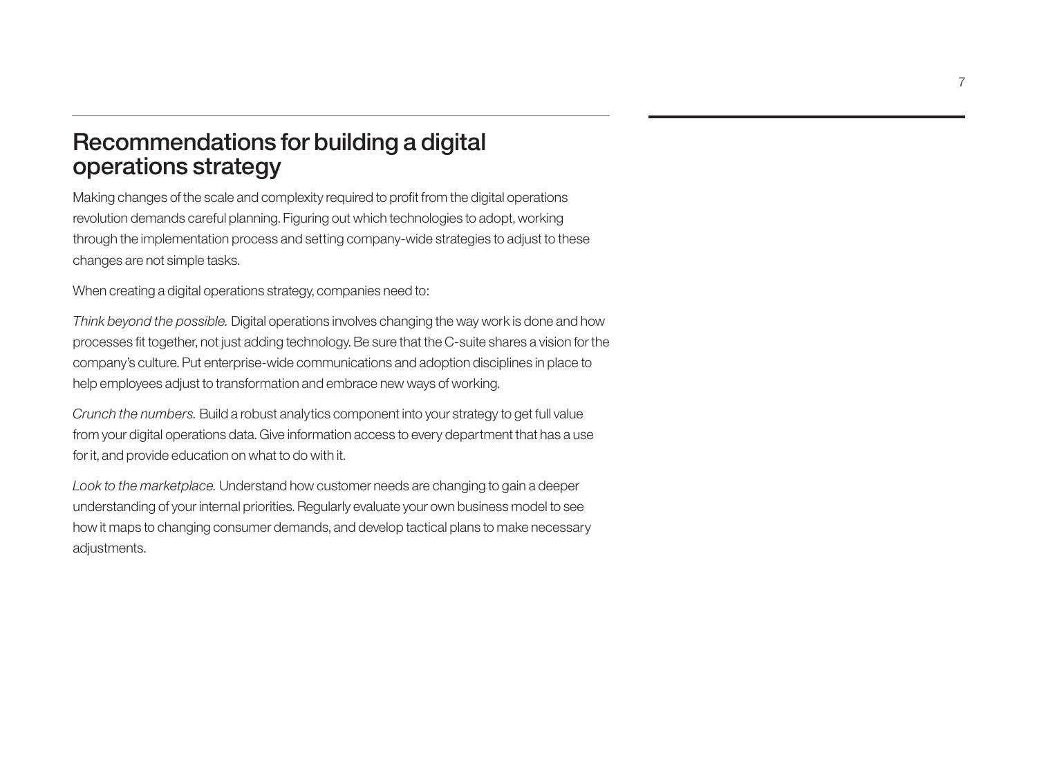## Recommendations for building a digital operations strategy

Making changes of the scale and complexity required to profit from the digital operations revolution demands careful planning. Figuring out which technologies to adopt, working through the implementation process and setting company-wide strategies to adjust to these changes are not simple tasks.

When creating a digital operations strategy, companies need to:

*Think beyond the possible.* Digital operations involves changing the way work is done and how processes fit together, not just adding technology. Be sure that the C-suite shares a vision for the company's culture. Put enterprise-wide communications and adoption disciplines in place to help employees adjust to transformation and embrace new ways of working.

*Crunch the numbers.* Build a robust analytics component into your strategy to get full value from your digital operations data. Give information access to every department that has a use for it, and provide education on what to do with it.

*Look to the marketplace.* Understand how customer needs are changing to gain a deeper understanding of your internal priorities. Regularly evaluate your own business model to see how it maps to changing consumer demands, and develop tactical plans to make necessary adjustments.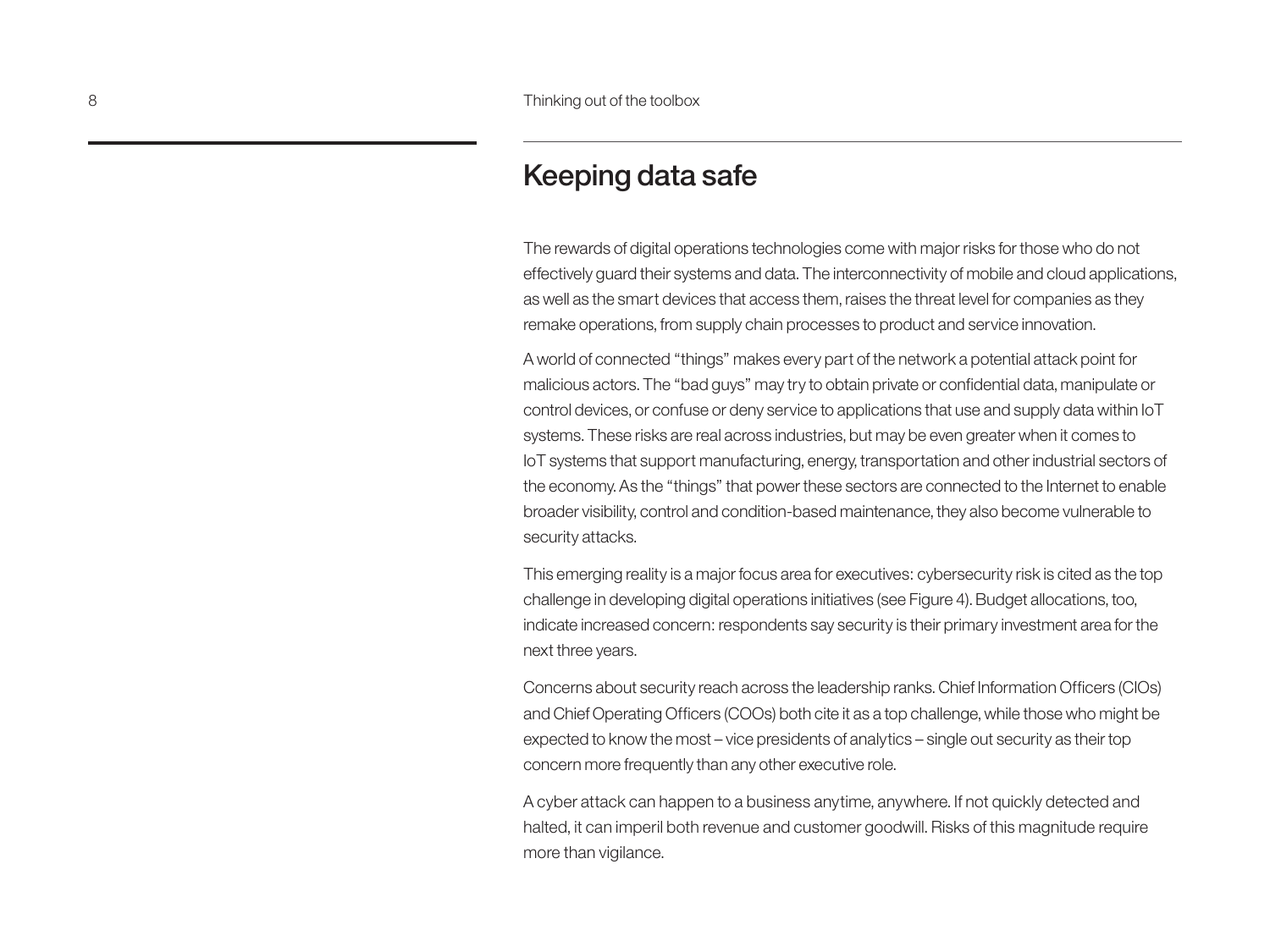## Keeping data safe

The rewards of digital operations technologies come with major risks for those who do not effectively guard their systems and data. The interconnectivity of mobile and cloud applications, as well as the smart devices that access them, raises the threat level for companies as they remake operations, from supply chain processes to product and service innovation.

A world of connected "things" makes every part of the network a potential attack point for malicious actors. The "bad guys" may try to obtain private or confidential data, manipulate or control devices, or confuse or deny service to applications that use and supply data within IoT systems. These risks are real across industries, but may be even greater when it comes to IoT systems that support manufacturing, energy, transportation and other industrial sectors of the economy. As the "things" that power these sectors are connected to the Internet to enable broader visibility, control and condition-based maintenance, they also become vulnerable to security attacks.

This emerging reality is a major focus area for executives: cybersecurity risk is cited as the top challenge in developing digital operations initiatives (see Figure 4). Budget allocations, too, indicate increased concern: respondents say security is their primary investment area for the next three years.

Concerns about security reach across the leadership ranks. Chief Information Officers (CIOs) and Chief Operating Officers (COOs) both cite it as a top challenge, while those who might be expected to know the most – vice presidents of analytics – single out security as their top concern more frequently than any other executive role.

A cyber attack can happen to a business anytime, anywhere. If not quickly detected and halted, it can imperil both revenue and customer goodwill. Risks of this magnitude require more than vigilance.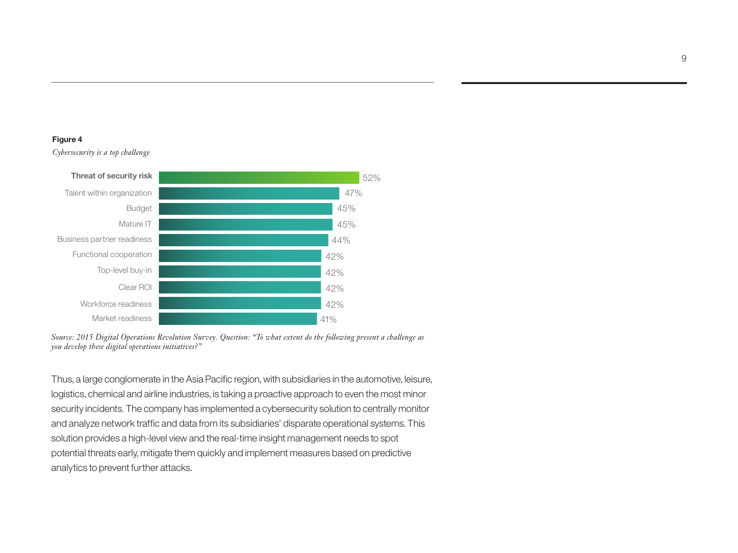**Figure 4**

*Cybersecurity is a top challenge*

| Challenge | Percentage |
|---|---|
| **Threat of security risk** | 52% |
| Talent within organization | 47% |
| Budget | 45% |
| Mature IT | 45% |
| Business partner readiness | 44% |
| Functional cooperation | 42% |
| Top-level buy-in | 42% |
| Clear ROI | 42% |
| Workforce readiness | 42% |
| Market readiness | 41% |

*Source: 2015 Digital Operations Revolution Survey. Question: "To what extent do the following present a challenge as you develop these digital operations initiatives?"*

Thus, a large conglomerate in the Asia Pacific region, with subsidiaries in the automotive, leisure, logistics, chemical and airline industries, is taking a proactive approach to even the most minor security incidents. The company has implemented a cybersecurity solution to centrally monitor and analyze network traffic and data from its subsidiaries' disparate operational systems. This solution provides a high-level view and the real-time insight management needs to spot potential threats early, mitigate them quickly and implement measures based on predictive analytics to prevent further attacks.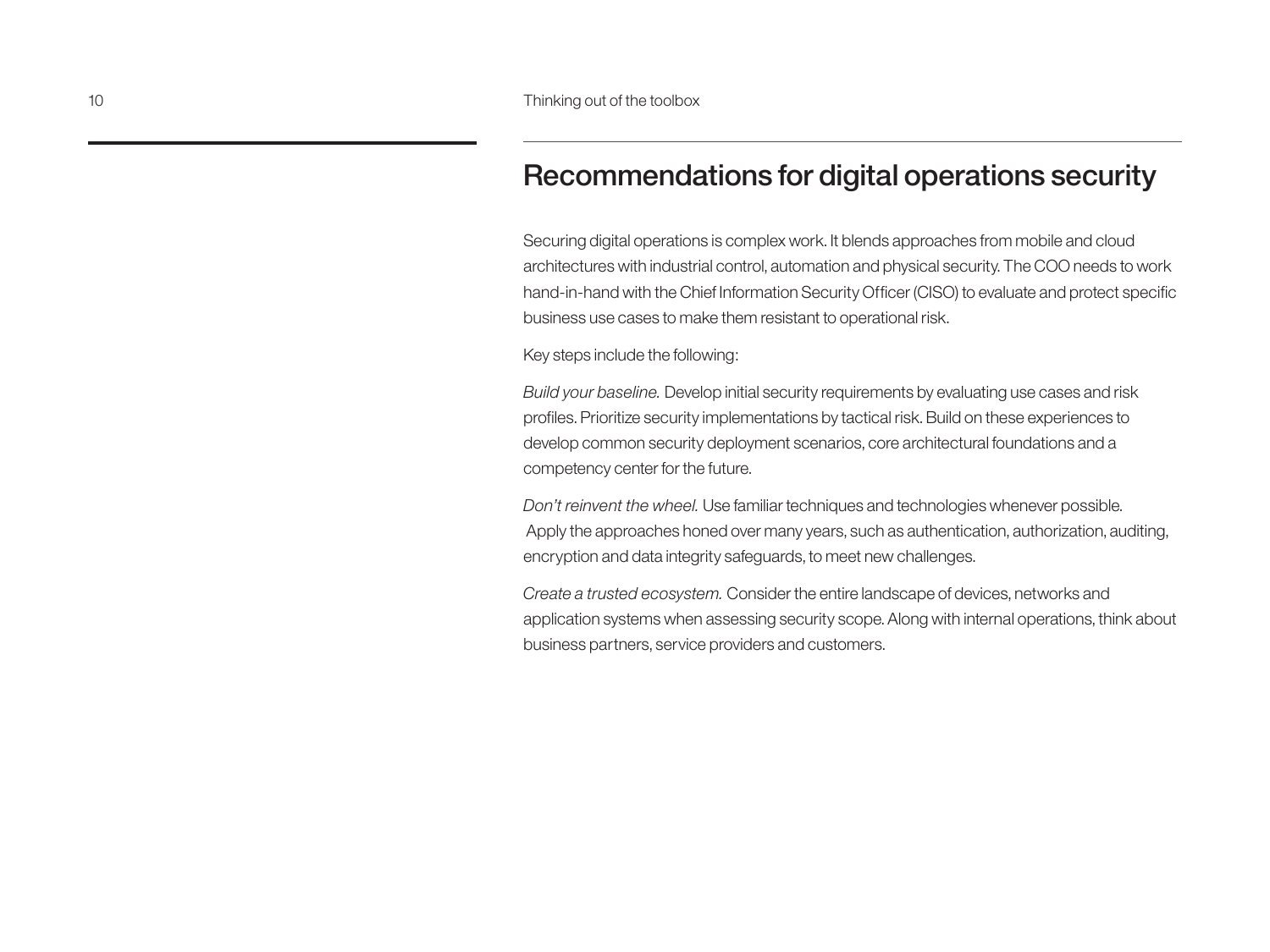## Recommendations for digital operations security

Securing digital operations is complex work. It blends approaches from mobile and cloud architectures with industrial control, automation and physical security. The COO needs to work hand-in-hand with the Chief Information Security Officer (CISO) to evaluate and protect specific business use cases to make them resistant to operational risk.

Key steps include the following:

*Build your baseline.* Develop initial security requirements by evaluating use cases and risk profiles. Prioritize security implementations by tactical risk. Build on these experiences to develop common security deployment scenarios, core architectural foundations and a competency center for the future.

*Don't reinvent the wheel.* Use familiar techniques and technologies whenever possible. Apply the approaches honed over many years, such as authentication, authorization, auditing, encryption and data integrity safeguards, to meet new challenges.

*Create a trusted ecosystem.* Consider the entire landscape of devices, networks and application systems when assessing security scope. Along with internal operations, think about business partners, service providers and customers.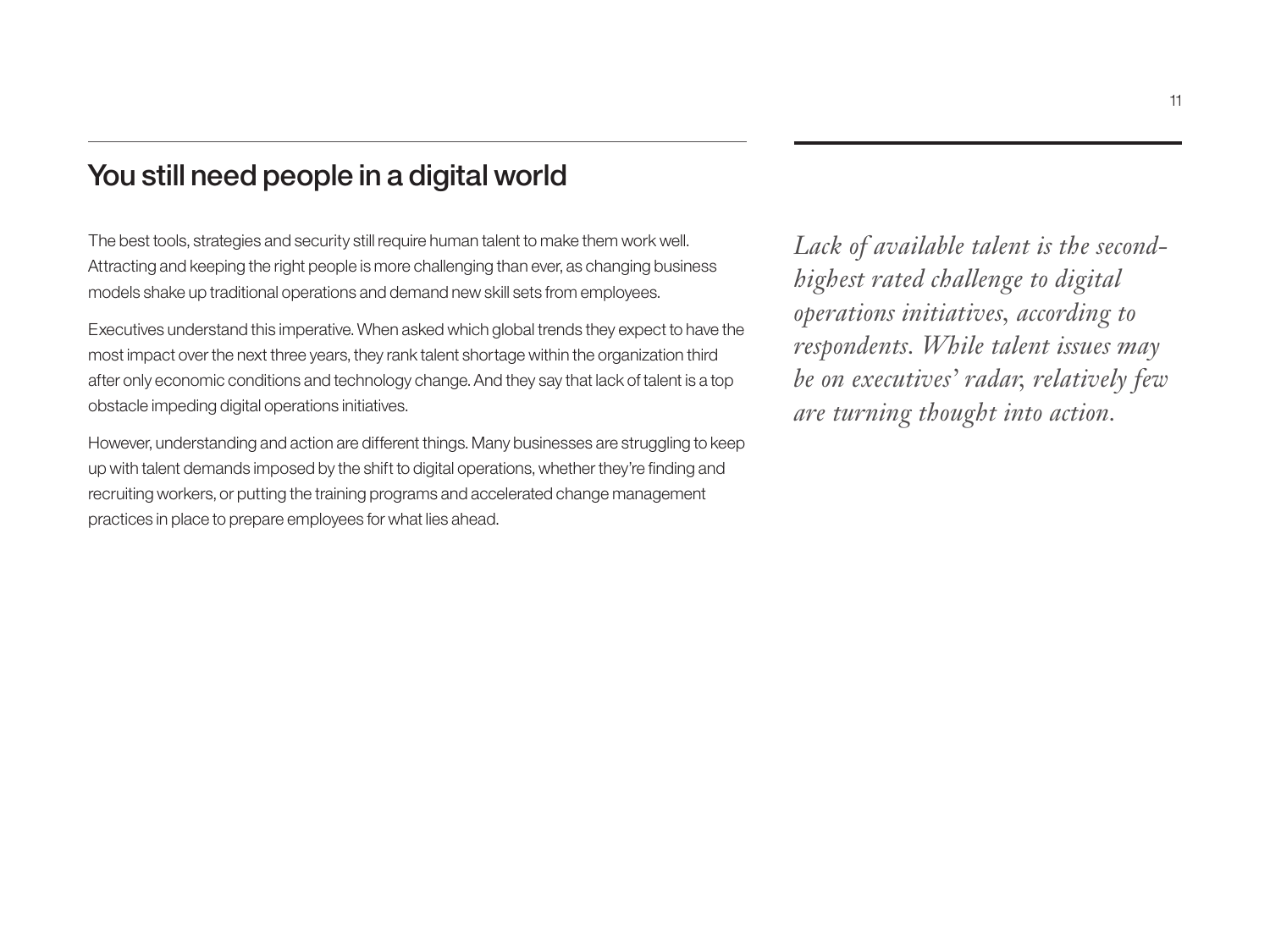## You still need people in a digital world

The best tools, strategies and security still require human talent to make them work well. Attracting and keeping the right people is more challenging than ever, as changing business models shake up traditional operations and demand new skill sets from employees.

Executives understand this imperative. When asked which global trends they expect to have the most impact over the next three years, they rank talent shortage within the organization third after only economic conditions and technology change. And they say that lack of talent is a top obstacle impeding digital operations initiatives.

However, understanding and action are different things. Many businesses are struggling to keep up with talent demands imposed by the shift to digital operations, whether they're finding and recruiting workers, or putting the training programs and accelerated change management practices in place to prepare employees for what lies ahead.

*Lack of available talent is the second-highest rated challenge to digital operations initiatives, according to respondents. While talent issues may be on executives' radar, relatively few are turning thought into action.*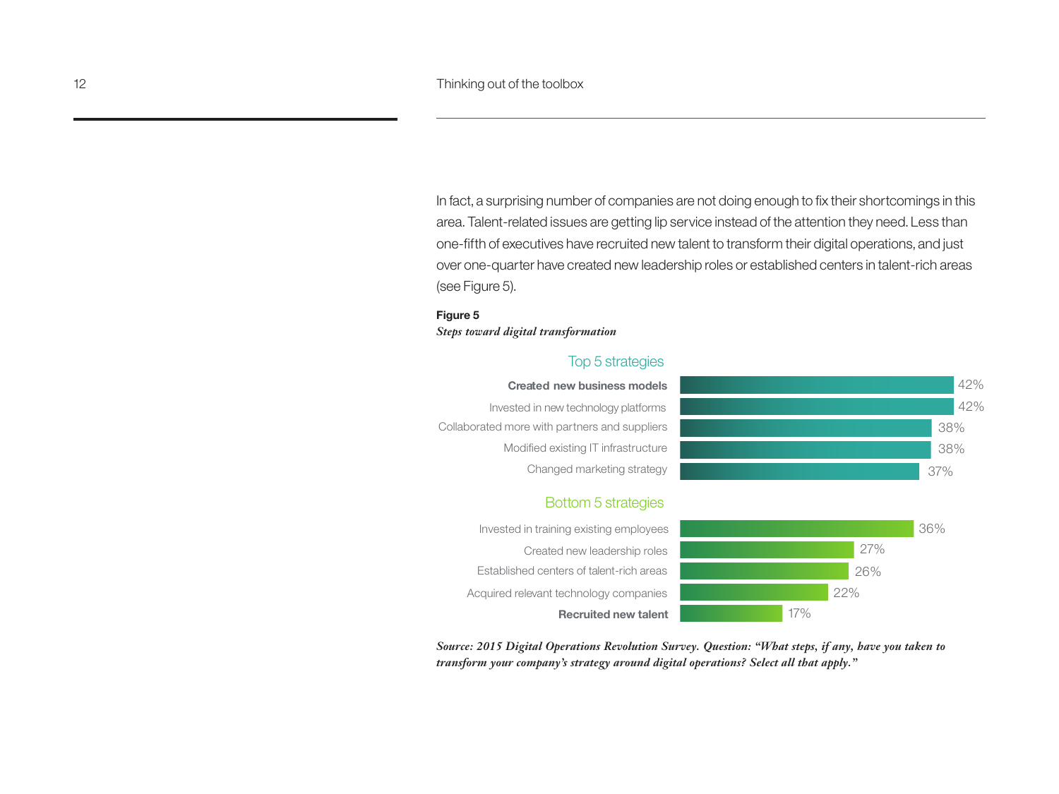In fact, a surprising number of companies are not doing enough to fix their shortcomings in this area. Talent-related issues are getting lip service instead of the attention they need. Less than one-fifth of executives have recruited new talent to transform their digital operations, and just over one-quarter have created new leadership roles or established centers in talent-rich areas (see Figure 5).

**Figure 5**
***Steps toward digital transformation***

| Top 5 strategies | |
|---|---|
| **Created new business models** | 42% |
| Invested in new technology platforms | 42% |
| Collaborated more with partners and suppliers | 38% |
| Modified existing IT infrastructure | 38% |
| Changed marketing strategy | 37% |

| Bottom 5 strategies | |
|---|---|
| Invested in training existing employees | 36% |
| Created new leadership roles | 27% |
| Established centers of talent-rich areas | 26% |
| Acquired relevant technology companies | 22% |
| **Recruited new talent** | 17% |

***Source: 2015 Digital Operations Revolution Survey. Question: "What steps, if any, have you taken to transform your company's strategy around digital operations? Select all that apply."***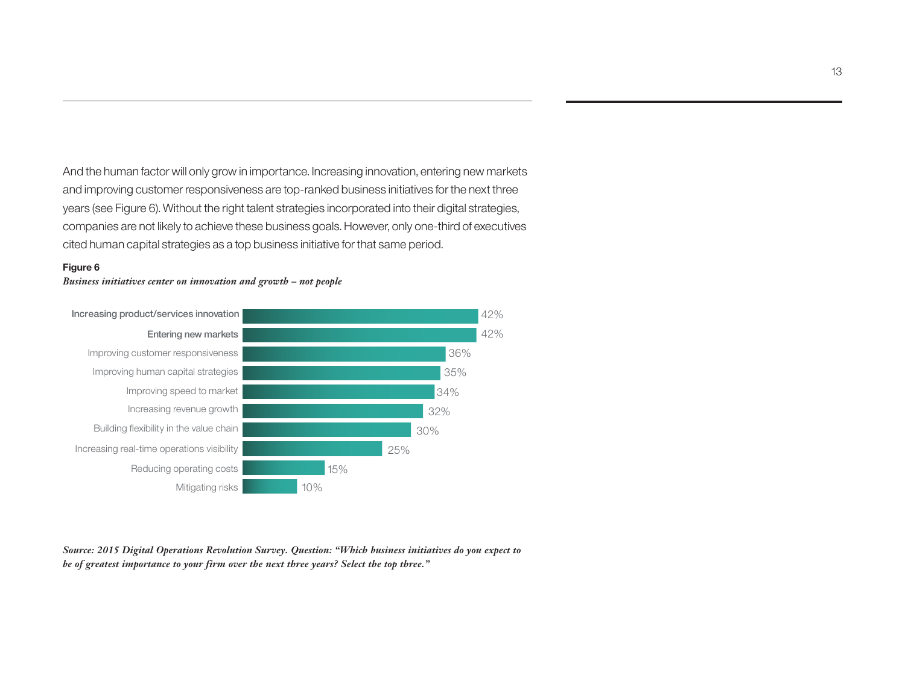And the human factor will only grow in importance. Increasing innovation, entering new markets and improving customer responsiveness are top-ranked business initiatives for the next three years (see Figure 6). Without the right talent strategies incorporated into their digital strategies, companies are not likely to achieve these business goals. However, only one-third of executives cited human capital strategies as a top business initiative for that same period.

**Figure 6**

***Business initiatives center on innovation and growth – not people***

| Initiative | Percentage |
|---|---|
| Increasing product/services innovation | 42% |
| Entering new markets | 42% |
| Improving customer responsiveness | 36% |
| Improving human capital strategies | 35% |
| Improving speed to market | 34% |
| Increasing revenue growth | 32% |
| Building flexibility in the value chain | 30% |
| Increasing real-time operations visibility | 25% |
| Reducing operating costs | 15% |
| Mitigating risks | 10% |

***Source: 2015 Digital Operations Revolution Survey. Question: "Which business initiatives do you expect to be of greatest importance to your firm over the next three years? Select the top three."***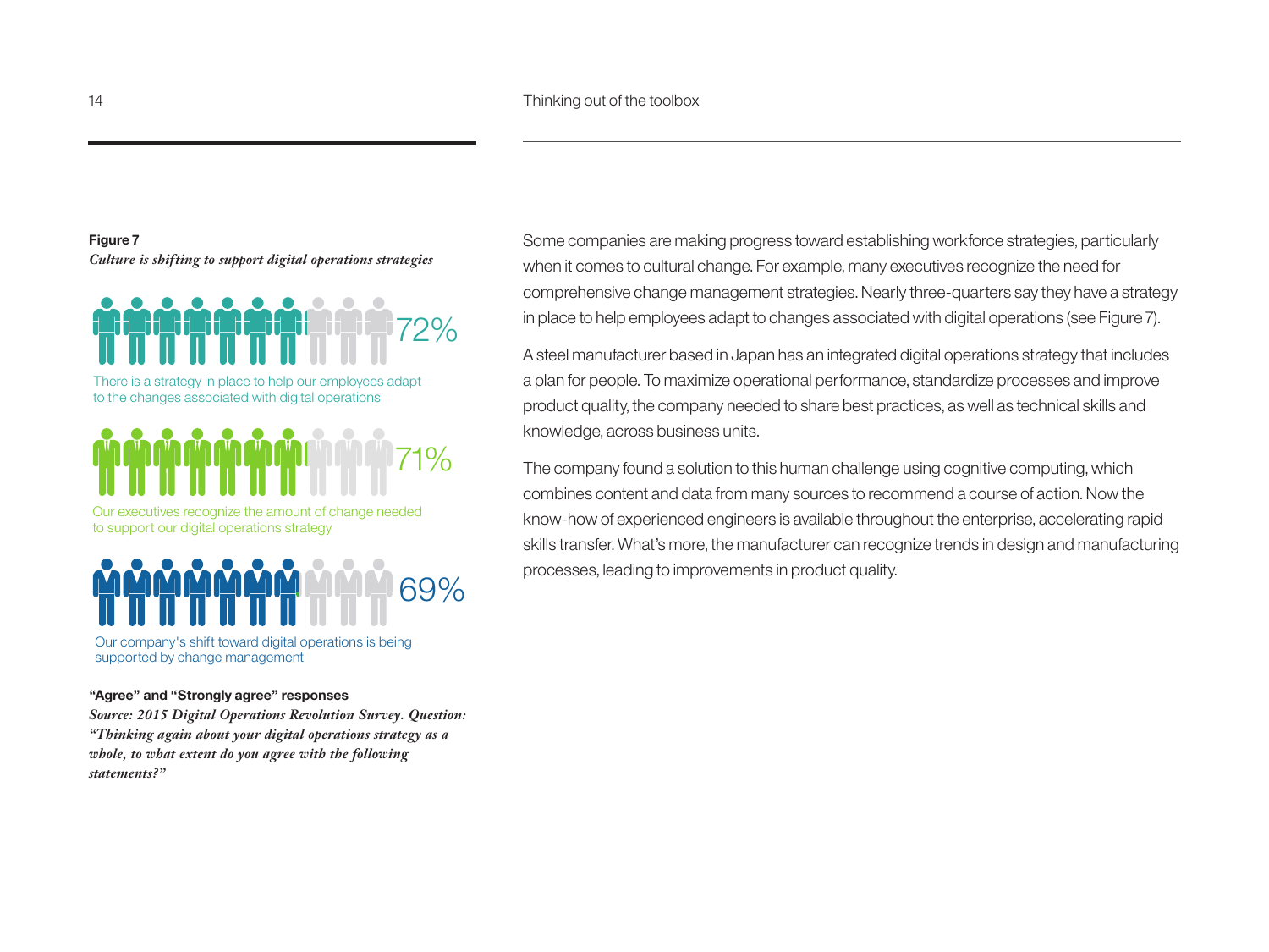**Figure 7**
*Culture is shifting to support digital operations strategies*

72%
There is a strategy in place to help our employees adapt to the changes associated with digital operations

71%
Our executives recognize the amount of change needed to support our digital operations strategy

69%
Our company's shift toward digital operations is being supported by change management

**"Agree" and "Strongly agree" responses**
*Source: 2015 Digital Operations Revolution Survey. Question: "Thinking again about your digital operations strategy as a whole, to what extent do you agree with the following statements?"*

Some companies are making progress toward establishing workforce strategies, particularly when it comes to cultural change. For example, many executives recognize the need for comprehensive change management strategies. Nearly three-quarters say they have a strategy in place to help employees adapt to changes associated with digital operations (see Figure 7).

A steel manufacturer based in Japan has an integrated digital operations strategy that includes a plan for people. To maximize operational performance, standardize processes and improve product quality, the company needed to share best practices, as well as technical skills and knowledge, across business units.

The company found a solution to this human challenge using cognitive computing, which combines content and data from many sources to recommend a course of action. Now the know-how of experienced engineers is available throughout the enterprise, accelerating rapid skills transfer. What's more, the manufacturer can recognize trends in design and manufacturing processes, leading to improvements in product quality.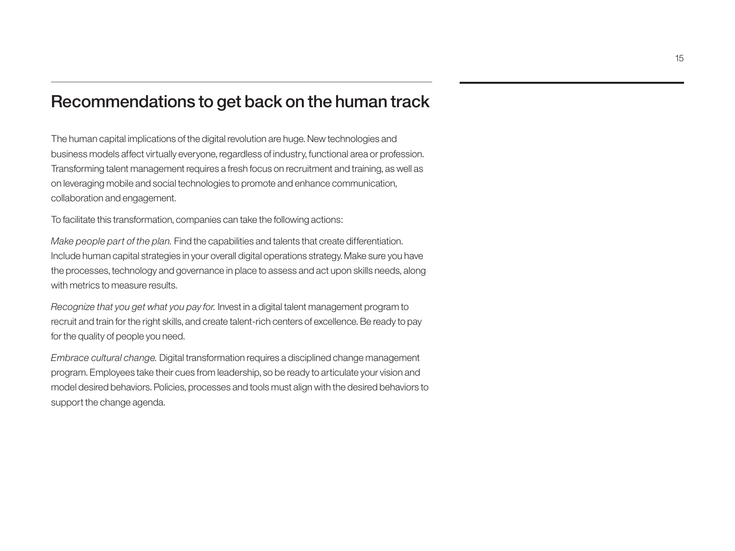## Recommendations to get back on the human track

The human capital implications of the digital revolution are huge. New technologies and business models affect virtually everyone, regardless of industry, functional area or profession. Transforming talent management requires a fresh focus on recruitment and training, as well as on leveraging mobile and social technologies to promote and enhance communication, collaboration and engagement.

To facilitate this transformation, companies can take the following actions:

*Make people part of the plan.* Find the capabilities and talents that create differentiation. Include human capital strategies in your overall digital operations strategy. Make sure you have the processes, technology and governance in place to assess and act upon skills needs, along with metrics to measure results.

*Recognize that you get what you pay for.* Invest in a digital talent management program to recruit and train for the right skills, and create talent-rich centers of excellence. Be ready to pay for the quality of people you need.

*Embrace cultural change.* Digital transformation requires a disciplined change management program. Employees take their cues from leadership, so be ready to articulate your vision and model desired behaviors. Policies, processes and tools must align with the desired behaviors to support the change agenda.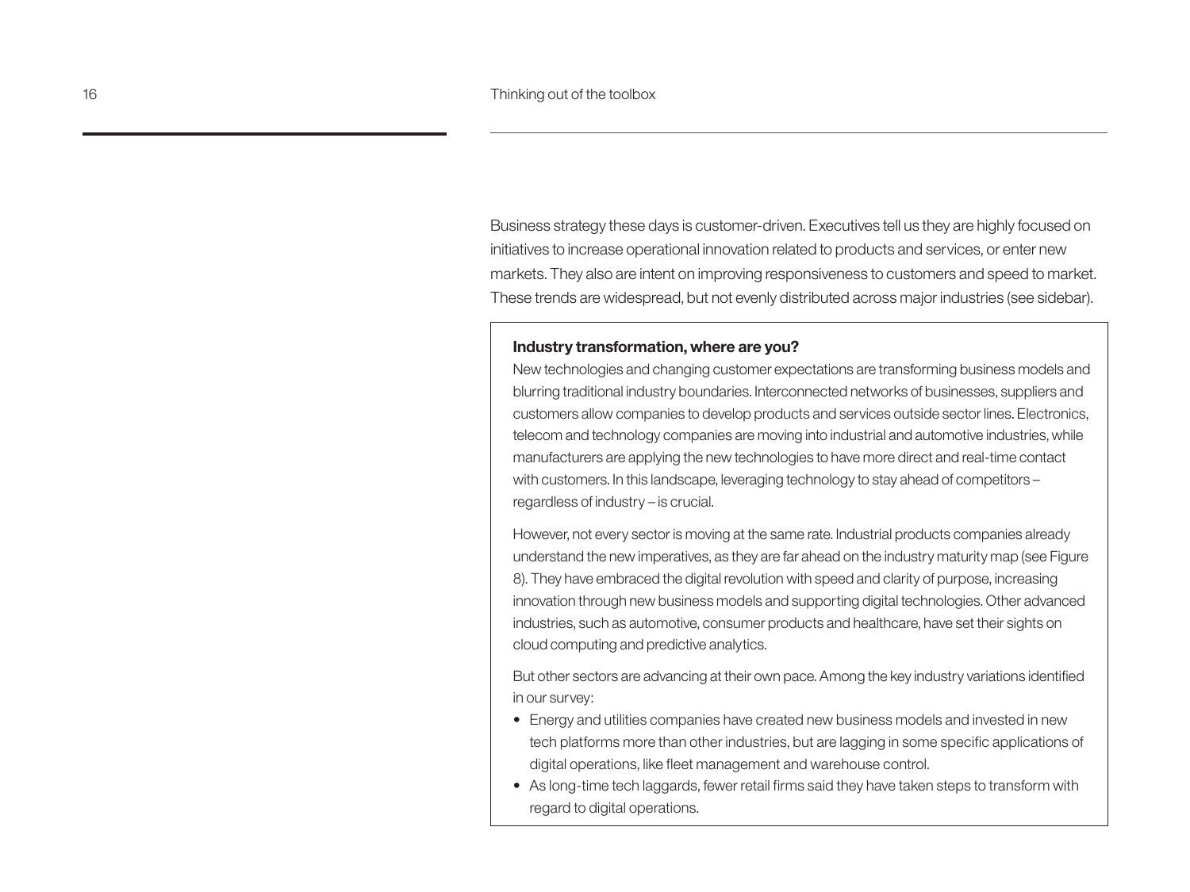Business strategy these days is customer-driven. Executives tell us they are highly focused on initiatives to increase operational innovation related to products and services, or enter new markets. They also are intent on improving responsiveness to customers and speed to market. These trends are widespread, but not evenly distributed across major industries (see sidebar).

**Industry transformation, where are you?**

New technologies and changing customer expectations are transforming business models and blurring traditional industry boundaries. Interconnected networks of businesses, suppliers and customers allow companies to develop products and services outside sector lines. Electronics, telecom and technology companies are moving into industrial and automotive industries, while manufacturers are applying the new technologies to have more direct and real-time contact with customers. In this landscape, leveraging technology to stay ahead of competitors – regardless of industry – is crucial.

However, not every sector is moving at the same rate. Industrial products companies already understand the new imperatives, as they are far ahead on the industry maturity map (see Figure 8). They have embraced the digital revolution with speed and clarity of purpose, increasing innovation through new business models and supporting digital technologies. Other advanced industries, such as automotive, consumer products and healthcare, have set their sights on cloud computing and predictive analytics.

But other sectors are advancing at their own pace. Among the key industry variations identified in our survey:

- Energy and utilities companies have created new business models and invested in new tech platforms more than other industries, but are lagging in some specific applications of digital operations, like fleet management and warehouse control.
- As long-time tech laggards, fewer retail firms said they have taken steps to transform with regard to digital operations.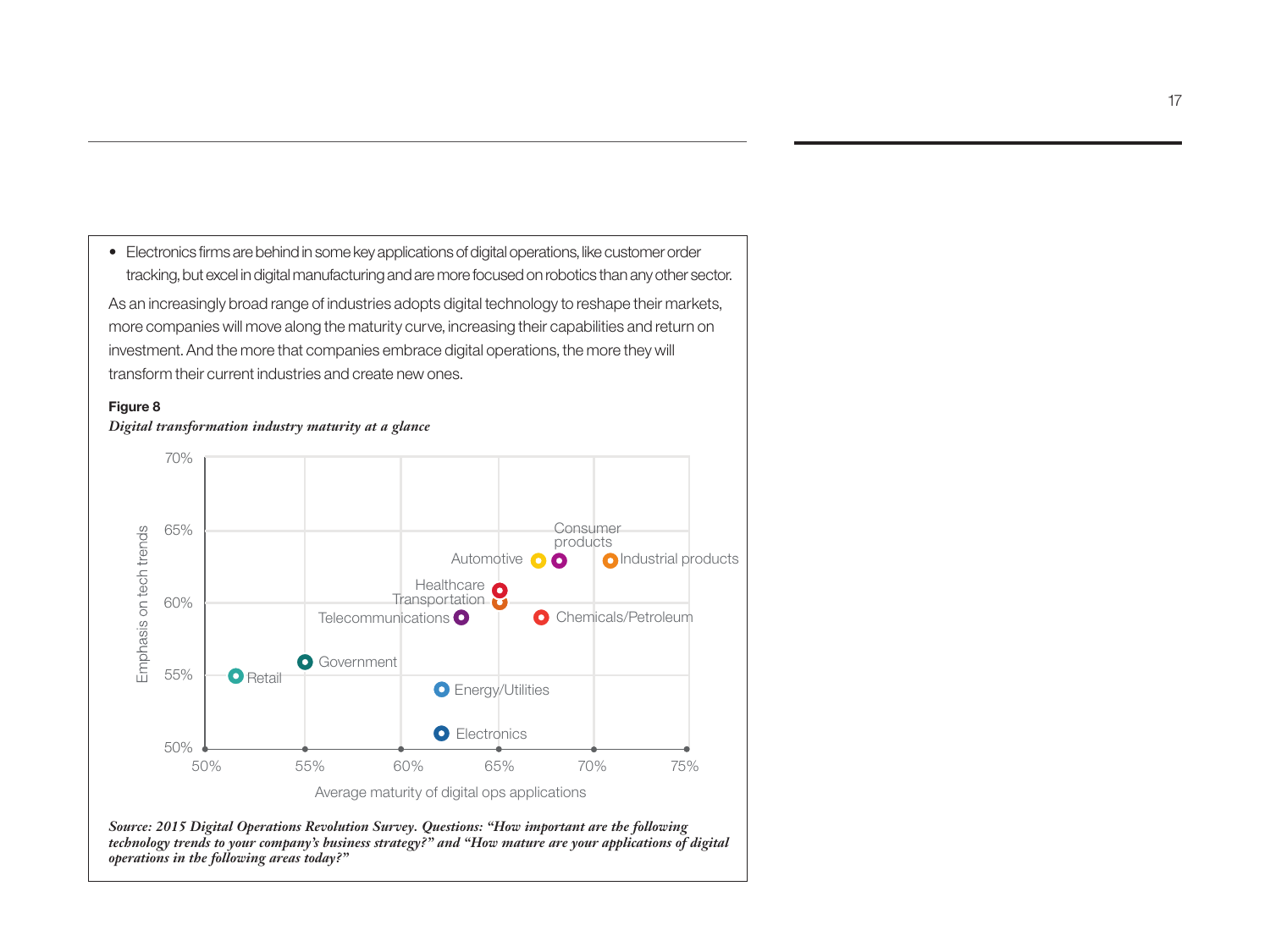- Electronics firms are behind in some key applications of digital operations, like customer order tracking, but excel in digital manufacturing and are more focused on robotics than any other sector.

As an increasingly broad range of industries adopts digital technology to reshape their markets, more companies will move along the maturity curve, increasing their capabilities and return on investment. And the more that companies embrace digital operations, the more they will transform their current industries and create new ones.

**Figure 8**

***Digital transformation industry maturity at a glance***

*Source: 2015 Digital Operations Revolution Survey. Questions: "How important are the following technology trends to your company's business strategy?" and "How mature are your applications of digital operations in the following areas today?"*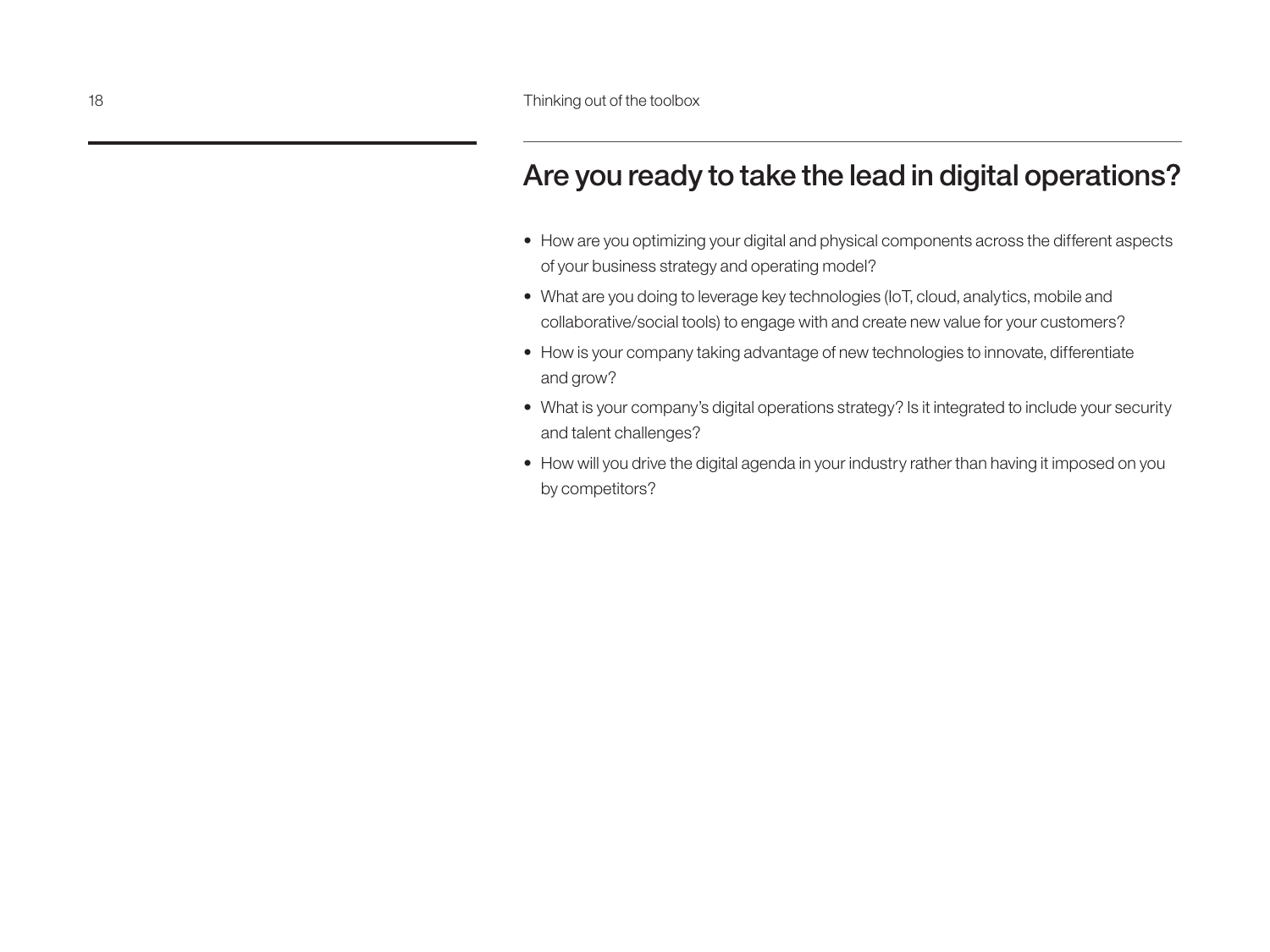## Are you ready to take the lead in digital operations?

- How are you optimizing your digital and physical components across the different aspects of your business strategy and operating model?
- What are you doing to leverage key technologies (IoT, cloud, analytics, mobile and collaborative/social tools) to engage with and create new value for your customers?
- How is your company taking advantage of new technologies to innovate, differentiate and grow?
- What is your company's digital operations strategy? Is it integrated to include your security and talent challenges?
- How will you drive the digital agenda in your industry rather than having it imposed on you by competitors?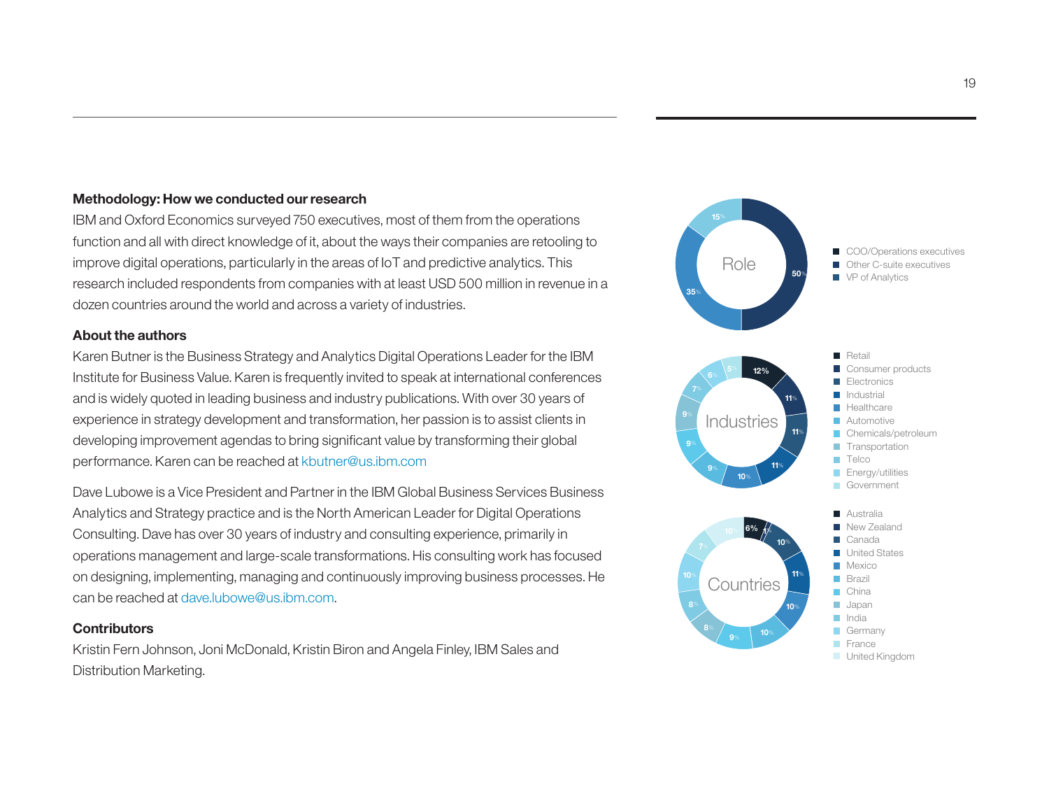### Methodology: How we conducted our research

IBM and Oxford Economics surveyed 750 executives, most of them from the operations function and all with direct knowledge of it, about the ways their companies are retooling to improve digital operations, particularly in the areas of IoT and predictive analytics. This research included respondents from companies with at least USD 500 million in revenue in a dozen countries around the world and across a variety of industries.

### About the authors

Karen Butner is the Business Strategy and Analytics Digital Operations Leader for the IBM Institute for Business Value. Karen is frequently invited to speak at international conferences and is widely quoted in leading business and industry publications. With over 30 years of experience in strategy development and transformation, her passion is to assist clients in developing improvement agendas to bring significant value by transforming their global performance. Karen can be reached at kbutner@us.ibm.com

Dave Lubowe is a Vice President and Partner in the IBM Global Business Services Business Analytics and Strategy practice and is the North American Leader for Digital Operations Consulting. Dave has over 30 years of industry and consulting experience, primarily in operations management and large-scale transformations. His consulting work has focused on designing, implementing, managing and continuously improving business processes. He can be reached at dave.lubowe@us.ibm.com.

### Contributors

Kristin Fern Johnson, Joni McDonald, Kristin Biron and Angela Finley, IBM Sales and Distribution Marketing.

**Role**

| Role | % |
|---|---|
| COO/Operations executives | 50% |
| Other C-suite executives | 35% |
| VP of Analytics | 15% |

**Industries**

| Industry | % |
|---|---|
| Retail | 12% |
| Consumer products | 11% |
| Electronics | 11% |
| Industrial | 11% |
| Healthcare | 10% |
| Automotive | 9% |
| Chemicals/petroleum | 9% |
| Transportation | 9% |
| Telco | 7% |
| Energy/utilities | 6% |
| Government | 5% |

**Countries**

| Country | % |
|---|---|
| Australia | 6% |
| New Zealand | 1% |
| Canada | 10% |
| United States | 11% |
| Mexico | 10% |
| Brazil | 10% |
| China | 9% |
| Japan | 8% |
| India | 8% |
| Germany | 10% |
| France | 7% |
| United Kingdom | 10% |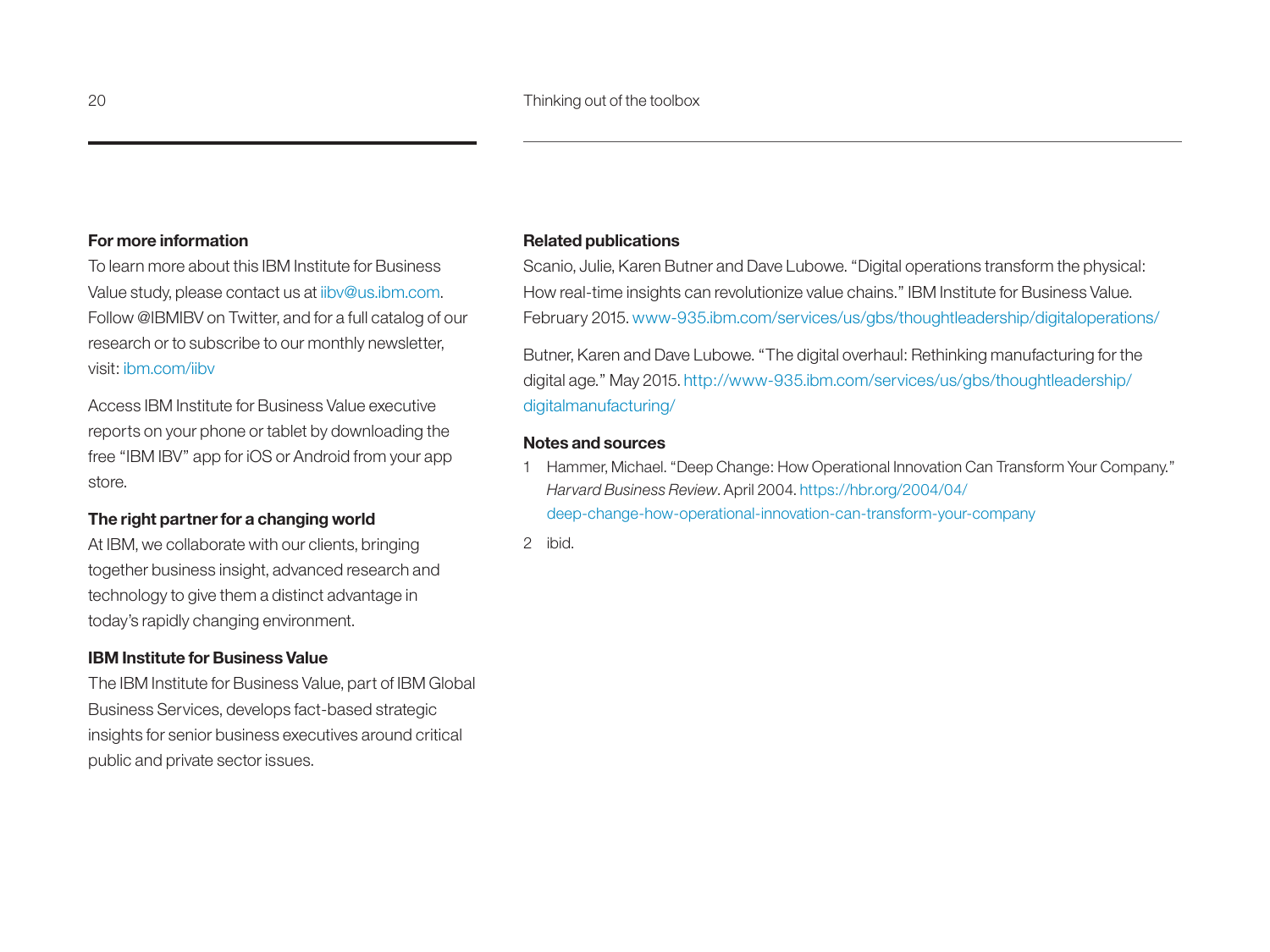## For more information

To learn more about this IBM Institute for Business Value study, please contact us at iibv@us.ibm.com. Follow @IBMIBV on Twitter, and for a full catalog of our research or to subscribe to our monthly newsletter, visit: ibm.com/iibv

Access IBM Institute for Business Value executive reports on your phone or tablet by downloading the free "IBM IBV" app for iOS or Android from your app store.

## The right partner for a changing world

At IBM, we collaborate with our clients, bringing together business insight, advanced research and technology to give them a distinct advantage in today's rapidly changing environment.

## IBM Institute for Business Value

The IBM Institute for Business Value, part of IBM Global Business Services, develops fact-based strategic insights for senior business executives around critical public and private sector issues.

## Related publications

Scanio, Julie, Karen Butner and Dave Lubowe. "Digital operations transform the physical: How real-time insights can revolutionize value chains." IBM Institute for Business Value. February 2015. www-935.ibm.com/services/us/gbs/thoughtleadership/digitaloperations/

Butner, Karen and Dave Lubowe. "The digital overhaul: Rethinking manufacturing for the digital age." May 2015. http://www-935.ibm.com/services/us/gbs/thoughtleadership/digitalmanufacturing/

## Notes and sources

1. Hammer, Michael. "Deep Change: How Operational Innovation Can Transform Your Company." *Harvard Business Review*. April 2004. https://hbr.org/2004/04/deep-change-how-operational-innovation-can-transform-your-company
2. ibid.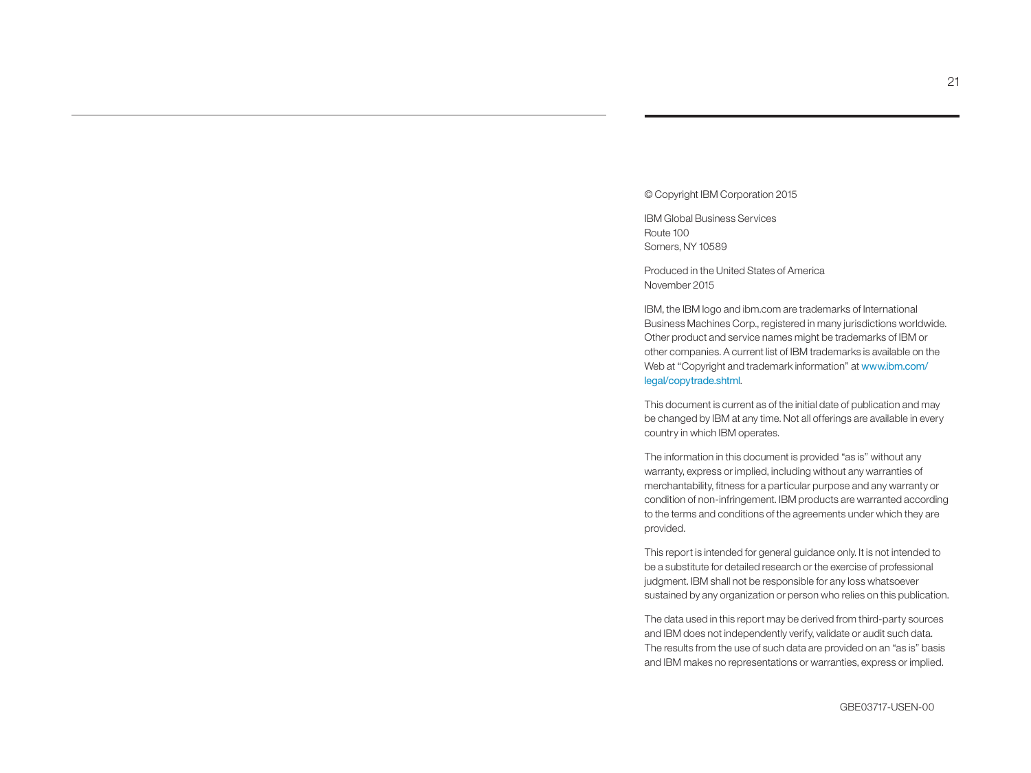© Copyright IBM Corporation 2015

IBM Global Business Services
Route 100
Somers, NY 10589

Produced in the United States of America
November 2015

IBM, the IBM logo and ibm.com are trademarks of International Business Machines Corp., registered in many jurisdictions worldwide. Other product and service names might be trademarks of IBM or other companies. A current list of IBM trademarks is available on the Web at "Copyright and trademark information" at www.ibm.com/legal/copytrade.shtml.

This document is current as of the initial date of publication and may be changed by IBM at any time. Not all offerings are available in every country in which IBM operates.

The information in this document is provided "as is" without any warranty, express or implied, including without any warranties of merchantability, fitness for a particular purpose and any warranty or condition of non-infringement. IBM products are warranted according to the terms and conditions of the agreements under which they are provided.

This report is intended for general guidance only. It is not intended to be a substitute for detailed research or the exercise of professional judgment. IBM shall not be responsible for any loss whatsoever sustained by any organization or person who relies on this publication.

The data used in this report may be derived from third-party sources and IBM does not independently verify, validate or audit such data. The results from the use of such data are provided on an "as is" basis and IBM makes no representations or warranties, express or implied.

GBE03717-USEN-00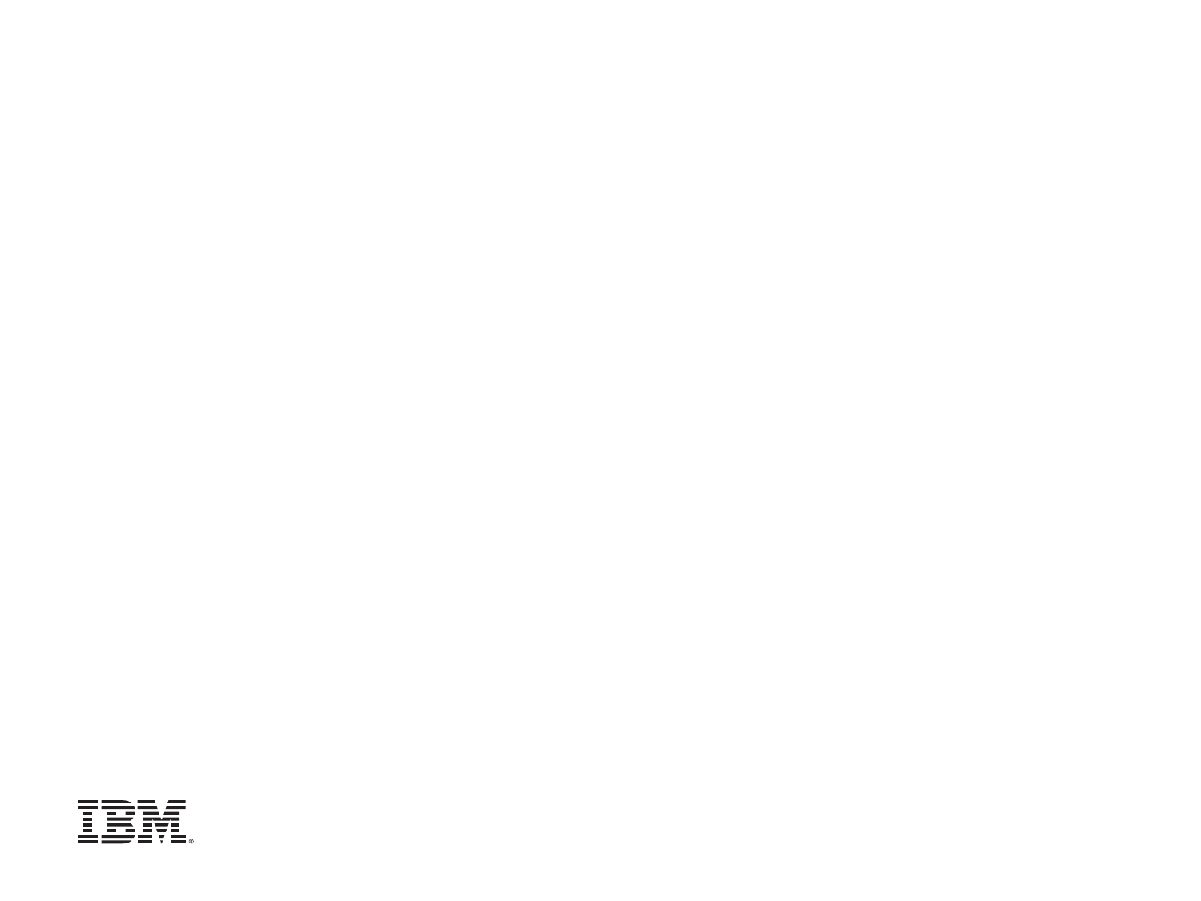IBM®